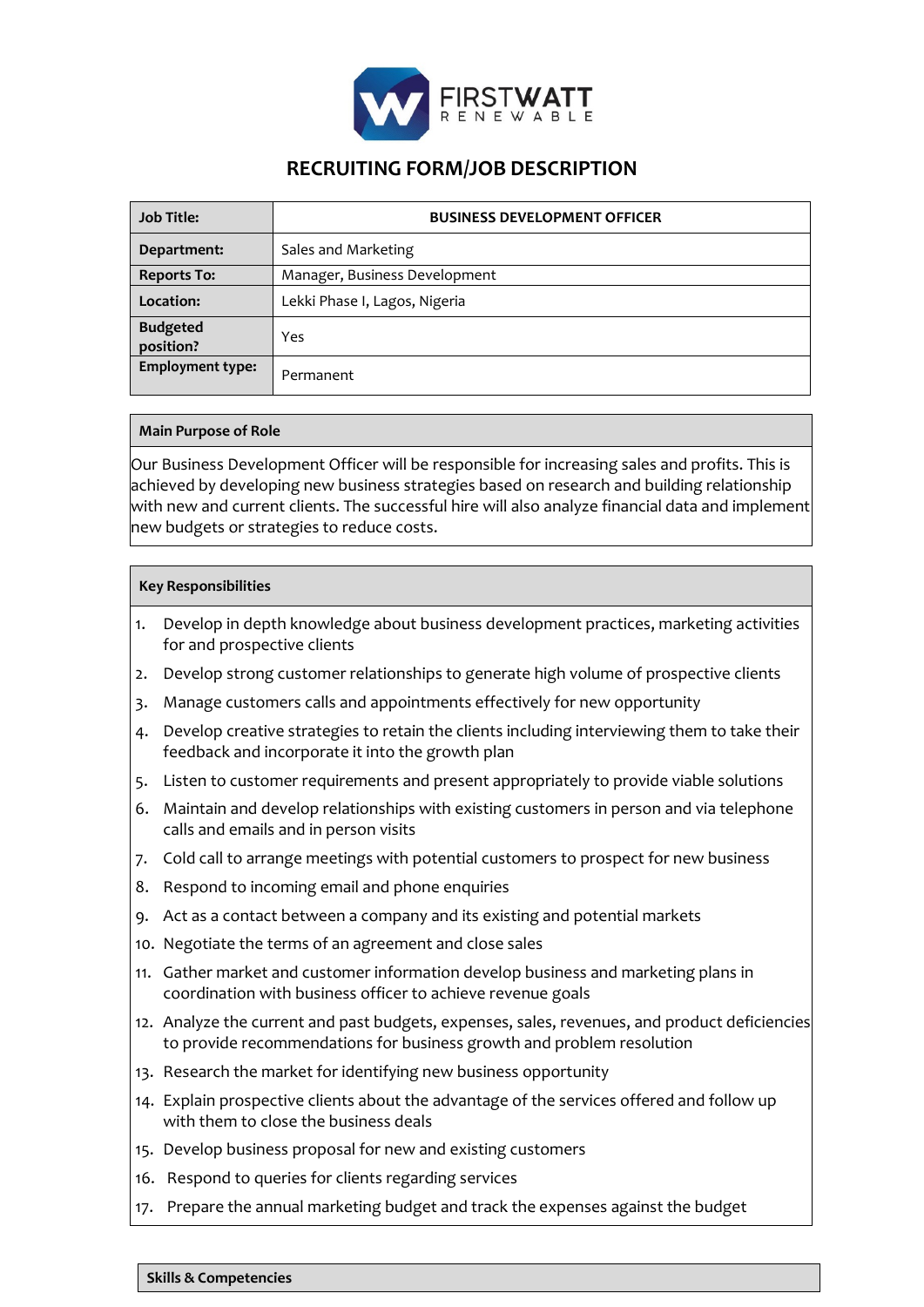FIRSTWATT RENEWABLE

# RECRUITING FORM/JOB DESCRIPTION

| **Job Title:** | **BUSINESS DEVELOPMENT OFFICER** |
|---|---|
| **Department:** | Sales and Marketing |
| **Reports To:** | Manager, Business Development |
| **Location:** | Lekki Phase I, Lagos, Nigeria |
| **Budgeted position?** | Yes |
| **Employment type:** | Permanent |

## Main Purpose of Role

Our Business Development Officer will be responsible for increasing sales and profits. This is achieved by developing new business strategies based on research and building relationship with new and current clients. The successful hire will also analyze financial data and implement new budgets or strategies to reduce costs.

## Key Responsibilities

1. Develop in depth knowledge about business development practices, marketing activities for and prospective clients
2. Develop strong customer relationships to generate high volume of prospective clients
3. Manage customers calls and appointments effectively for new opportunity
4. Develop creative strategies to retain the clients including interviewing them to take their feedback and incorporate it into the growth plan
5. Listen to customer requirements and present appropriately to provide viable solutions
6. Maintain and develop relationships with existing customers in person and via telephone calls and emails and in person visits
7. Cold call to arrange meetings with potential customers to prospect for new business
8. Respond to incoming email and phone enquiries
9. Act as a contact between a company and its existing and potential markets
10. Negotiate the terms of an agreement and close sales
11. Gather market and customer information develop business and marketing plans in coordination with business officer to achieve revenue goals
12. Analyze the current and past budgets, expenses, sales, revenues, and product deficiencies to provide recommendations for business growth and problem resolution
13. Research the market for identifying new business opportunity
14. Explain prospective clients about the advantage of the services offered and follow up with them to close the business deals
15. Develop business proposal for new and existing customers
16. Respond to queries for clients regarding services
17. Prepare the annual marketing budget and track the expenses against the budget

## Skills & Competencies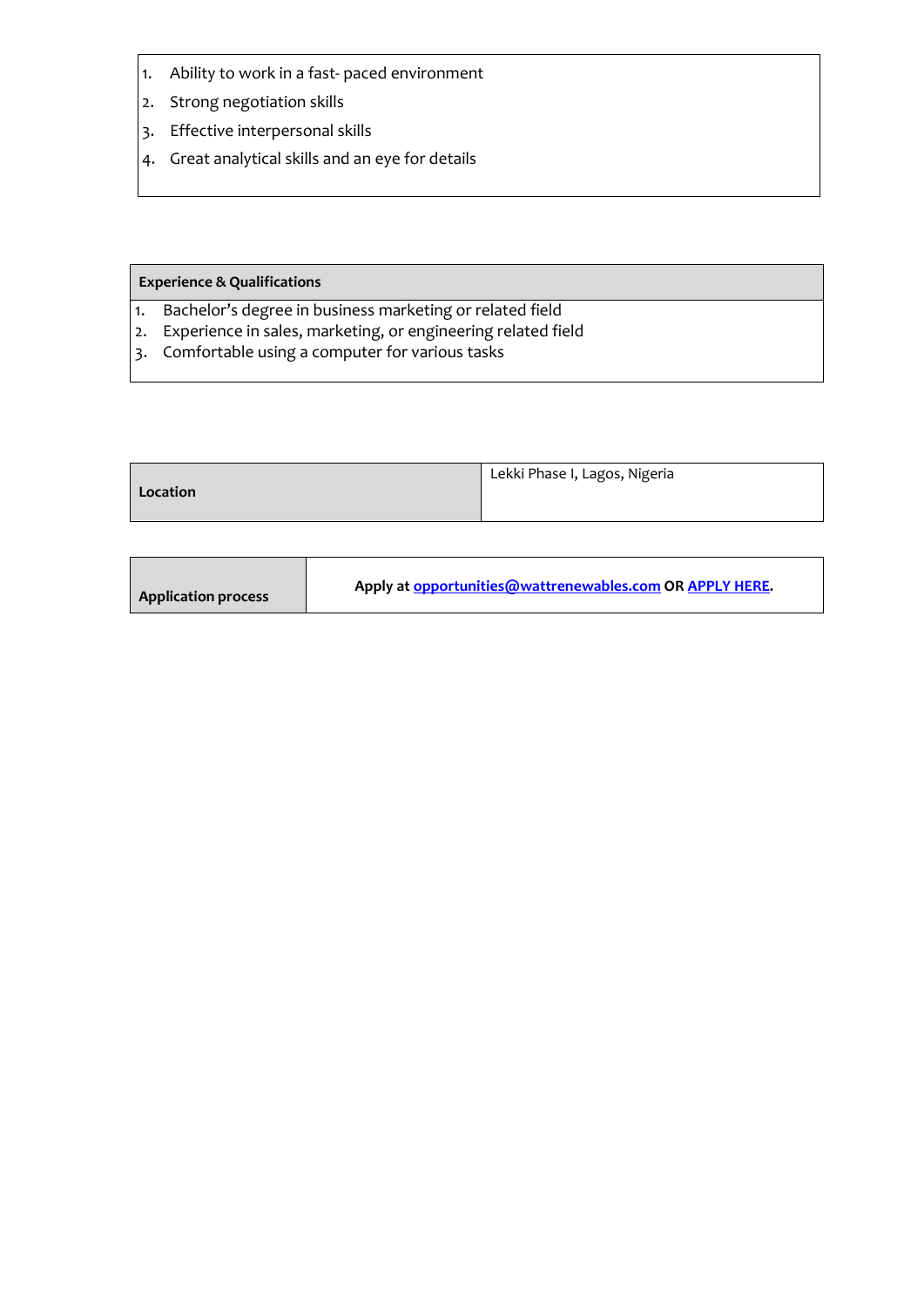1. Ability to work in a fast- paced environment
2. Strong negotiation skills
3. Effective interpersonal skills
4. Great analytical skills and an eye for details

**Experience & Qualifications**

1. Bachelor's degree in business marketing or related field
2. Experience in sales, marketing, or engineering related field
3. Comfortable using a computer for various tasks

| | |
|---|---|
| **Location** | Lekki Phase I, Lagos, Nigeria |

| | |
|---|---|
| **Application process** | **Apply at opportunities@wattrenewables.com OR APPLY HERE.** |